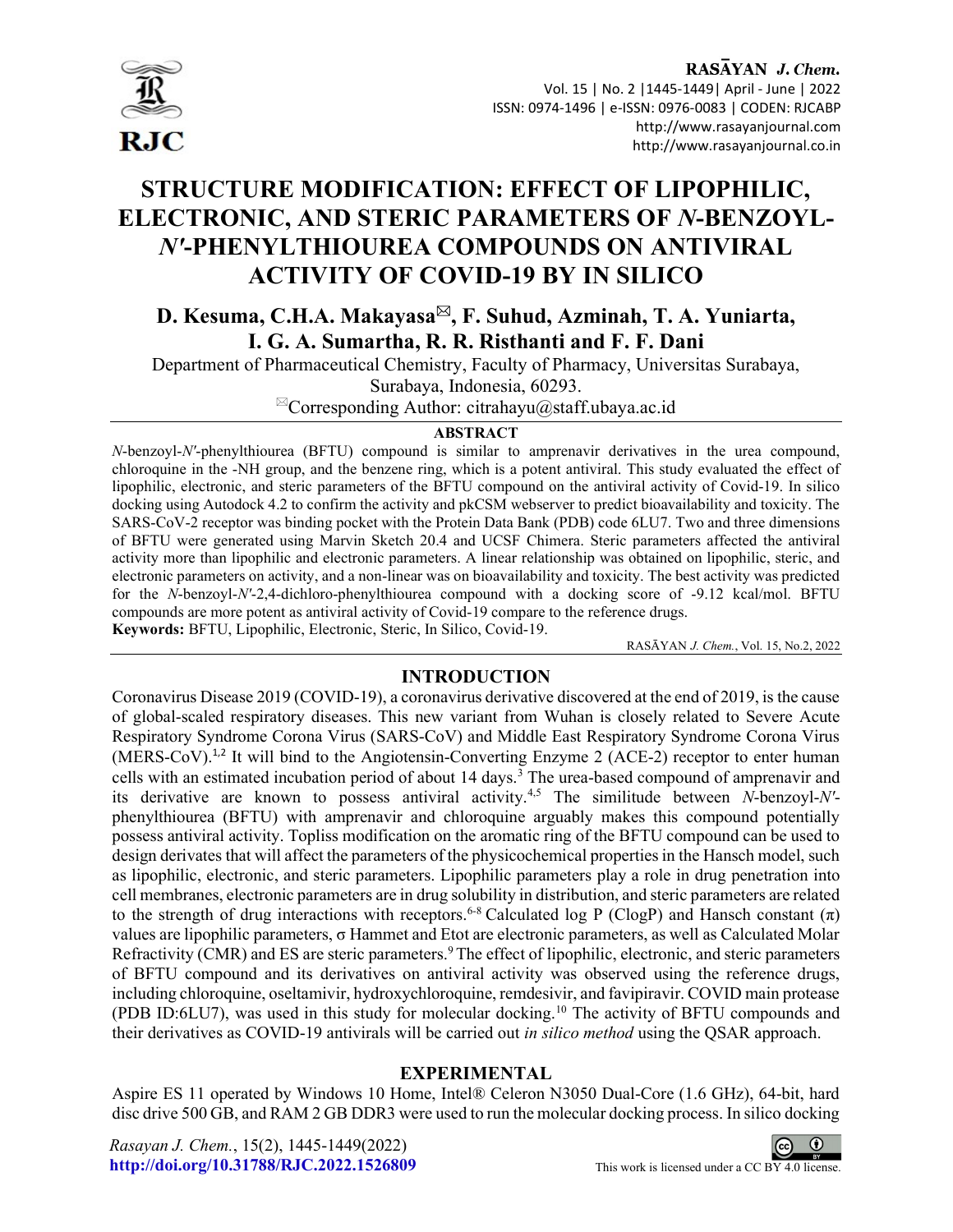# STRUCTURE MODIFICATION: EFFECT OF LIPOPHILIC, ELECTRONIC, AND STERIC PARAMETERS OF *N*-BENZOYL-*N′*-PHENYLTHIOUREA COMPOUNDS ON ANTIVIRAL ACTIVITY OF COVID-19 BY IN SILICO

**D. Kesuma, C.H.A. Makayasa✉, F. Suhud, Azminah, T. A. Yuniarta, I. G. A. Sumartha, R. R. Risthanti and F. F. Dani**

Department of Pharmaceutical Chemistry, Faculty of Pharmacy, Universitas Surabaya, Surabaya, Indonesia, 60293.

✉Corresponding Author: citrahayu@staff.ubaya.ac.id

## ABSTRACT

*N*-benzoyl-*N′*-phenylthiourea (BFTU) compound is similar to amprenavir derivatives in the urea compound, chloroquine in the -NH group, and the benzene ring, which is a potent antiviral. This study evaluated the effect of lipophilic, electronic, and steric parameters of the BFTU compound on the antiviral activity of Covid-19. In silico docking using Autodock 4.2 to confirm the activity and pkCSM webserver to predict bioavailability and toxicity. The SARS-CoV-2 receptor was binding pocket with the Protein Data Bank (PDB) code 6LU7. Two and three dimensions of BFTU were generated using Marvin Sketch 20.4 and UCSF Chimera. Steric parameters affected the antiviral activity more than lipophilic and electronic parameters. A linear relationship was obtained on lipophilic, steric, and electronic parameters on activity, and a non-linear was on bioavailability and toxicity. The best activity was predicted for the *N*-benzoyl-*N′*-2,4-dichloro-phenylthiourea compound with a docking score of -9.12 kcal/mol. BFTU compounds are more potent as antiviral activity of Covid-19 compare to the reference drugs.

**Keywords:** BFTU, Lipophilic, Electronic, Steric, In Silico, Covid-19.

RASĀYAN *J. Chem.*, Vol. 15, No.2, 2022

## INTRODUCTION

Coronavirus Disease 2019 (COVID-19), a coronavirus derivative discovered at the end of 2019, is the cause of global-scaled respiratory diseases. This new variant from Wuhan is closely related to Severe Acute Respiratory Syndrome Corona Virus (SARS-CoV) and Middle East Respiratory Syndrome Corona Virus (MERS-CoV).[1,2] It will bind to the Angiotensin-Converting Enzyme 2 (ACE-2) receptor to enter human cells with an estimated incubation period of about 14 days.[3] The urea-based compound of amprenavir and its derivative are known to possess antiviral activity.[4,5] The similitude between *N*-benzoyl-*N′*-phenylthiourea (BFTU) with amprenavir and chloroquine arguably makes this compound potentially possess antiviral activity. Topliss modification on the aromatic ring of the BFTU compound can be used to design derivates that will affect the parameters of the physicochemical properties in the Hansch model, such as lipophilic, electronic, and steric parameters. Lipophilic parameters play a role in drug penetration into cell membranes, electronic parameters are in drug solubility in distribution, and steric parameters are related to the strength of drug interactions with receptors.[6-8] Calculated log P (ClogP) and Hansch constant ($\pi$) values are lipophilic parameters, $\sigma$ Hammet and Etot are electronic parameters, as well as Calculated Molar Refractivity (CMR) and ES are steric parameters.[9] The effect of lipophilic, electronic, and steric parameters of BFTU compound and its derivatives on antiviral activity was observed using the reference drugs, including chloroquine, oseltamivir, hydroxychloroquine, remdesivir, and favipiravir. COVID main protease (PDB ID:6LU7), was used in this study for molecular docking.[10] The activity of BFTU compounds and their derivatives as COVID-19 antivirals will be carried out *in silico method* using the QSAR approach.

## EXPERIMENTAL

Aspire ES 11 operated by Windows 10 Home, Intel® Celeron N3050 Dual-Core (1.6 GHz), 64-bit, hard disc drive 500 GB, and RAM 2 GB DDR3 were used to run the molecular docking process. In silico docking

*Rasayan J. Chem.*, 15(2), 1445-1449(2022)
**http://doi.org/10.31788/RJC.2022.1526809**

This work is licensed under a CC BY 4.0 license.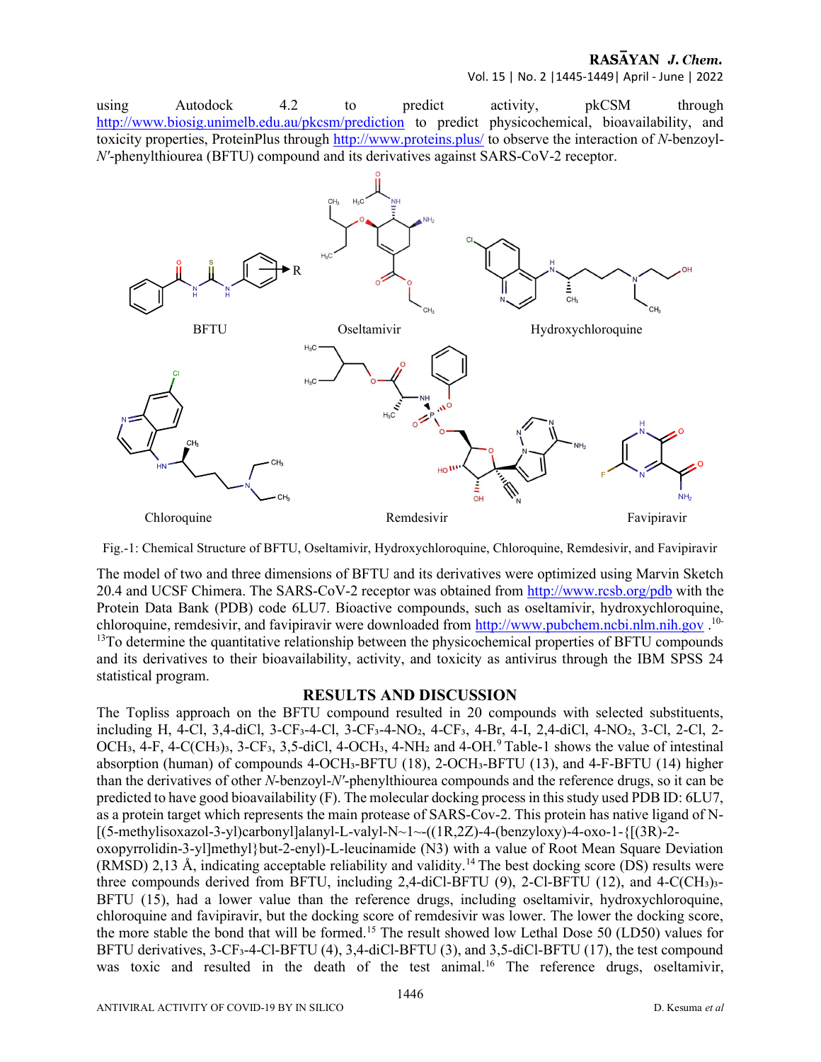using Autodock 4.2 to predict activity, pkCSM through http://www.biosig.unimelb.edu.au/pkcsm/prediction to predict physicochemical, bioavailability, and toxicity properties, ProteinPlus through http://www.proteins.plus/ to observe the interaction of *N*-benzoyl-*N'*-phenylthiourea (BFTU) compound and its derivatives against SARS-CoV-2 receptor.

Fig.-1: Chemical Structure of BFTU, Oseltamivir, Hydroxychloroquine, Chloroquine, Remdesivir, and Favipiravir

The model of two and three dimensions of BFTU and its derivatives were optimized using Marvin Sketch 20.4 and UCSF Chimera. The SARS-CoV-2 receptor was obtained from http://www.rcsb.org/pdb with the Protein Data Bank (PDB) code 6LU7. Bioactive compounds, such as oseltamivir, hydroxychloroquine, chloroquine, remdesivir, and favipiravir were downloaded from http://www.pubchem.ncbi.nlm.nih.gov .[10-13] To determine the quantitative relationship between the physicochemical properties of BFTU compounds and its derivatives to their bioavailability, activity, and toxicity as antivirus through the IBM SPSS 24 statistical program.

## RESULTS AND DISCUSSION

The Topliss approach on the BFTU compound resulted in 20 compounds with selected substituents, including H, 4-Cl, 3,4-diCl, 3-$CF_3$-4-Cl, 3-$CF_3$-4-$NO_2$, 4-$CF_3$, 4-Br, 4-I, 2,4-diCl, 4-$NO_2$, 3-Cl, 2-Cl, 2-$OCH_3$, 4-F, 4-$C(CH_3)_3$, 3-$CF_3$, 3,5-diCl, 4-$OCH_3$, 4-$NH_2$ and 4-OH.[9] Table-1 shows the value of intestinal absorption (human) of compounds 4-$OCH_3$-BFTU (18), 2-$OCH_3$-BFTU (13), and 4-F-BFTU (14) higher than the derivatives of other *N*-benzoyl-*N'*-phenylthiourea compounds and the reference drugs, so it can be predicted to have good bioavailability (F). The molecular docking process in this study used PDB ID: 6LU7, as a protein target which represents the main protease of SARS-CoV-2. This protein has native ligand of N-[(5-methylisoxazol-3-yl)carbonyl]alanyl-L-valyl-N~1~-((1R,2Z)-4-(benzyloxy)-4-oxo-1-{[(3R)-2-oxopyrrolidin-3-yl]methyl}but-2-enyl)-L-leucinamide (N3) with a value of Root Mean Square Deviation (RMSD) 2,13 Å, indicating acceptable reliability and validity.[14] The best docking score (DS) results were three compounds derived from BFTU, including 2,4-diCl-BFTU (9), 2-Cl-BFTU (12), and 4-$C(CH_3)_3$-BFTU (15), had a lower value than the reference drugs, including oseltamivir, hydroxychloroquine, chloroquine and favipiravir, but the docking score of remdesivir was lower. The lower the docking score, the more stable the bond that will be formed.[15] The result showed low Lethal Dose 50 (LD50) values for BFTU derivatives, 3-$CF_3$-4-Cl-BFTU (4), 3,4-diCl-BFTU (3), and 3,5-diCl-BFTU (17), the test compound was toxic and resulted in the death of the test animal.[16] The reference drugs, oseltamivir,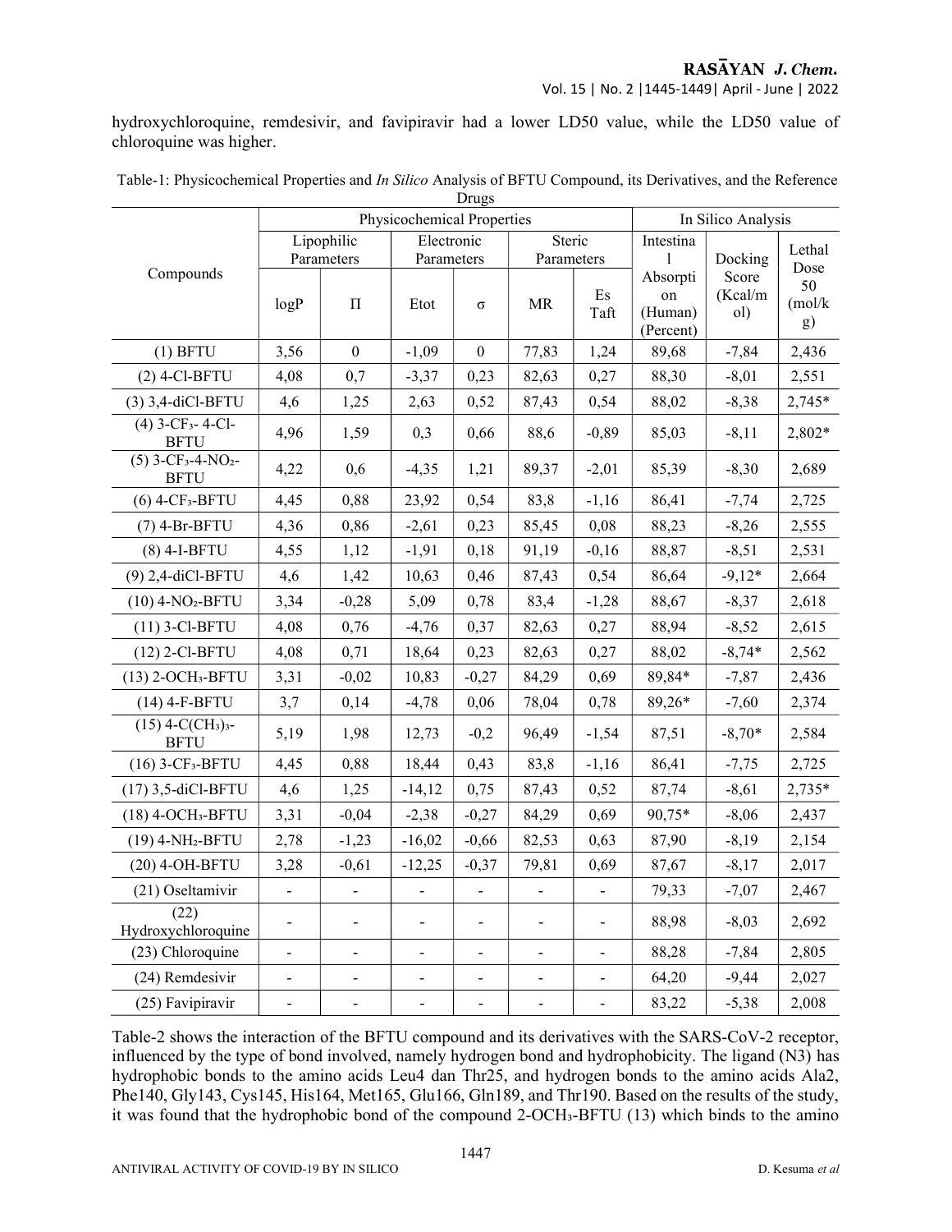hydroxychloroquine, remdesivir, and favipiravir had a lower LD50 value, while the LD50 value of chloroquine was higher.

Table-1: Physicochemical Properties and *In Silico* Analysis of BFTU Compound, its Derivatives, and the Reference Drugs

| Compounds | Physicochemical Properties | | | | | | In Silico Analysis | | |
|---|---|---|---|---|---|---|---|---|---|
| | Lipophilic Parameters | | Electronic Parameters | | Steric Parameters | | Intestinal Absorption (Human) (Percent) | Docking Score (Kcal/mol) | Lethal Dose 50 (mol/kg) |
| | logP | Π | Etot | σ | MR | Es Taft | | | |
| (1) BFTU | 3,56 | 0 | -1,09 | 0 | 77,83 | 1,24 | 89,68 | -7,84 | 2,436 |
| (2) 4-Cl-BFTU | 4,08 | 0,7 | -3,37 | 0,23 | 82,63 | 0,27 | 88,30 | -8,01 | 2,551 |
| (3) 3,4-diCl-BFTU | 4,6 | 1,25 | 2,63 | 0,52 | 87,43 | 0,54 | 88,02 | -8,38 | 2,745* |
| (4) 3-$CF_3$- 4-Cl-BFTU | 4,96 | 1,59 | 0,3 | 0,66 | 88,6 | -0,89 | 85,03 | -8,11 | 2,802* |
| (5) 3-$CF_3$-4-$NO_2$-BFTU | 4,22 | 0,6 | -4,35 | 1,21 | 89,37 | -2,01 | 85,39 | -8,30 | 2,689 |
| (6) 4-$CF_3$-BFTU | 4,45 | 0,88 | 23,92 | 0,54 | 83,8 | -1,16 | 86,41 | -7,74 | 2,725 |
| (7) 4-Br-BFTU | 4,36 | 0,86 | -2,61 | 0,23 | 85,45 | 0,08 | 88,23 | -8,26 | 2,555 |
| (8) 4-I-BFTU | 4,55 | 1,12 | -1,91 | 0,18 | 91,19 | -0,16 | 88,87 | -8,51 | 2,531 |
| (9) 2,4-diCl-BFTU | 4,6 | 1,42 | 10,63 | 0,46 | 87,43 | 0,54 | 86,64 | -9,12* | 2,664 |
| (10) 4-$NO_2$-BFTU | 3,34 | -0,28 | 5,09 | 0,78 | 83,4 | -1,28 | 88,67 | -8,37 | 2,618 |
| (11) 3-Cl-BFTU | 4,08 | 0,76 | -4,76 | 0,37 | 82,63 | 0,27 | 88,94 | -8,52 | 2,615 |
| (12) 2-Cl-BFTU | 4,08 | 0,71 | 18,64 | 0,23 | 82,63 | 0,27 | 88,02 | -8,74* | 2,562 |
| (13) 2-$OCH_3$-BFTU | 3,31 | -0,02 | 10,83 | -0,27 | 84,29 | 0,69 | 89,84* | -7,87 | 2,436 |
| (14) 4-F-BFTU | 3,7 | 0,14 | -4,78 | 0,06 | 78,04 | 0,78 | 89,26* | -7,60 | 2,374 |
| (15) 4-$C(CH_3)_3$-BFTU | 5,19 | 1,98 | 12,73 | -0,2 | 96,49 | -1,54 | 87,51 | -8,70* | 2,584 |
| (16) 3-$CF_3$-BFTU | 4,45 | 0,88 | 18,44 | 0,43 | 83,8 | -1,16 | 86,41 | -7,75 | 2,725 |
| (17) 3,5-diCl-BFTU | 4,6 | 1,25 | -14,12 | 0,75 | 87,43 | 0,52 | 87,74 | -8,61 | 2,735* |
| (18) 4-$OCH_3$-BFTU | 3,31 | -0,04 | -2,38 | -0,27 | 84,29 | 0,69 | 90,75* | -8,06 | 2,437 |
| (19) 4-$NH_2$-BFTU | 2,78 | -1,23 | -16,02 | -0,66 | 82,53 | 0,63 | 87,90 | -8,19 | 2,154 |
| (20) 4-OH-BFTU | 3,28 | -0,61 | -12,25 | -0,37 | 79,81 | 0,69 | 87,67 | -8,17 | 2,017 |
| (21) Oseltamivir | - | - | - | - | - | - | 79,33 | -7,07 | 2,467 |
| (22) Hydroxychloroquine | - | - | - | - | - | - | 88,98 | -8,03 | 2,692 |
| (23) Chloroquine | - | - | - | - | - | - | 88,28 | -7,84 | 2,805 |
| (24) Remdesivir | - | - | - | - | - | - | 64,20 | -9,44 | 2,027 |
| (25) Favipiravir | - | - | - | - | - | - | 83,22 | -5,38 | 2,008 |

Table-2 shows the interaction of the BFTU compound and its derivatives with the SARS-CoV-2 receptor, influenced by the type of bond involved, namely hydrogen bond and hydrophobicity. The ligand (N3) has hydrophobic bonds to the amino acids Leu4 dan Thr25, and hydrogen bonds to the amino acids Ala2, Phe140, Gly143, Cys145, His164, Met165, Glu166, Gln189, and Thr190. Based on the results of the study, it was found that the hydrophobic bond of the compound 2-$OCH_3$-BFTU (13) which binds to the amino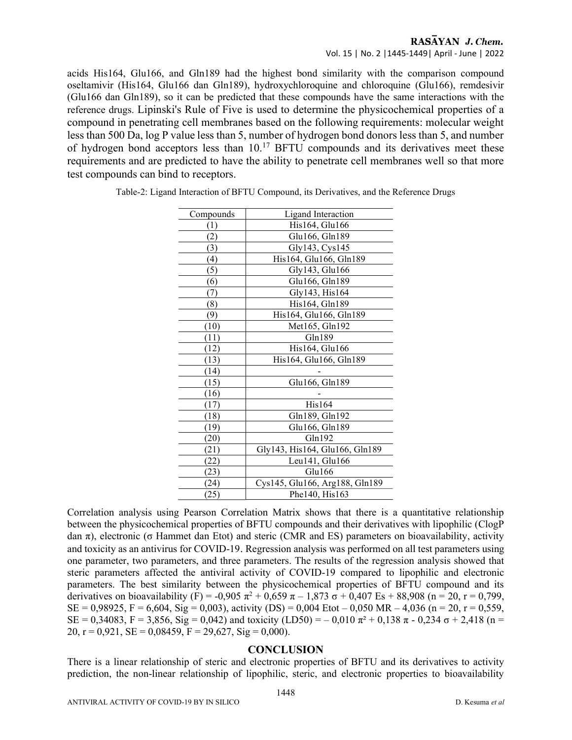acids His164, Glu166, and Gln189 had the highest bond similarity with the comparison compound oseltamivir (His164, Glu166 dan Gln189), hydroxychloroquine and chloroquine (Glu166), remdesivir (Glu166 dan Gln189), so it can be predicted that these compounds have the same interactions with the reference drugs. Lipinski's Rule of Five is used to determine the physicochemical properties of a compound in penetrating cell membranes based on the following requirements: molecular weight less than 500 Da, log P value less than 5, number of hydrogen bond donors less than 5, and number of hydrogen bond acceptors less than 10.[17] BFTU compounds and its derivatives meet these requirements and are predicted to have the ability to penetrate cell membranes well so that more test compounds can bind to receptors.

Table-2: Ligand Interaction of BFTU Compound, its Derivatives, and the Reference Drugs

| Compounds | Ligand Interaction |
|---|---|
| (1) | His164, Glu166 |
| (2) | Glu166, Gln189 |
| (3) | Gly143, Cys145 |
| (4) | His164, Glu166, Gln189 |
| (5) | Gly143, Glu166 |
| (6) | Glu166, Gln189 |
| (7) | Gly143, His164 |
| (8) | His164, Gln189 |
| (9) | His164, Glu166, Gln189 |
| (10) | Met165, Gln192 |
| (11) | Gln189 |
| (12) | His164, Glu166 |
| (13) | His164, Glu166, Gln189 |
| (14) | - |
| (15) | Glu166, Gln189 |
| (16) | - |
| (17) | His164 |
| (18) | Gln189, Gln192 |
| (19) | Glu166, Gln189 |
| (20) | Gln192 |
| (21) | Gly143, His164, Glu166, Gln189 |
| (22) | Leu141, Glu166 |
| (23) | Glu166 |
| (24) | Cys145, Glu166, Arg188, Gln189 |
| (25) | Phe140, His163 |

Correlation analysis using Pearson Correlation Matrix shows that there is a quantitative relationship between the physicochemical properties of BFTU compounds and their derivatives with lipophilic (ClogP dan $\pi$), electronic ($\sigma$ Hammet dan Etot) and steric (CMR and ES) parameters on bioavailability, activity and toxicity as an antivirus for COVID-19. Regression analysis was performed on all test parameters using one parameter, two parameters, and three parameters. The results of the regression analysis showed that steric parameters affected the antiviral activity of COVID-19 compared to lipophilic and electronic parameters. The best similarity between the physicochemical properties of BFTU compound and its derivatives on bioavailability (F) = $-0{,}905\ \pi^2 + 0{,}659\ \pi - 1{,}873\ \sigma + 0{,}407\ Es + 88{,}908$ (n = 20, r = 0,799, SE = 0,98925, F = 6,604, Sig = 0,003), activity (DS) = $0{,}004\ Etot - 0{,}050\ MR - 4{,}036$ (n = 20, r = 0,559, SE = 0,34083, F = 3,856, Sig = 0,042) and toxicity (LD50) = $-0{,}010\ \pi^2 + 0{,}138\ \pi - 0{,}234\ \sigma + 2{,}418$ (n = 20, r = 0,921, SE = 0,08459, F = 29,627, Sig = 0,000).

## CONCLUSION

There is a linear relationship of steric and electronic properties of BFTU and its derivatives to activity prediction, the non-linear relationship of lipophilic, steric, and electronic properties to bioavailability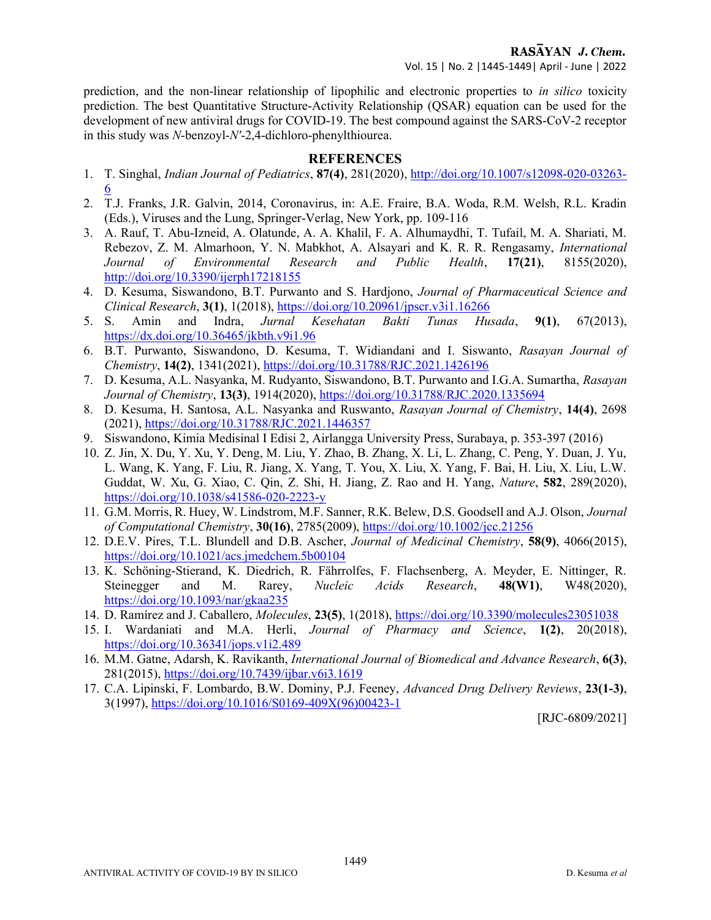prediction, and the non-linear relationship of lipophilic and electronic properties to *in silico* toxicity prediction. The best Quantitative Structure-Activity Relationship (QSAR) equation can be used for the development of new antiviral drugs for COVID-19. The best compound against the SARS-CoV-2 receptor in this study was *N*-benzoyl-*N'*-2,4-dichloro-phenylthiourea.

## REFERENCES

1. T. Singhal, *Indian Journal of Pediatrics*, **87(4)**, 281(2020), http://doi.org/10.1007/s12098-020-03263-6
2. T.J. Franks, J.R. Galvin, 2014, Coronavirus, in: A.E. Fraire, B.A. Woda, R.M. Welsh, R.L. Kradin (Eds.), Viruses and the Lung, Springer-Verlag, New York, pp. 109-116
3. A. Rauf, T. Abu-Izneid, A. Olatunde, A. A. Khalil, F. A. Alhumaydhi, T. Tufail, M. A. Shariati, M. Rebezov, Z. M. Almarhoon, Y. N. Mabkhot, A. Alsayari and K. R. R. Rengasamy, *International Journal of Environmental Research and Public Health*, **17(21)**, 8155(2020), http://doi.org/10.3390/ijerph17218155
4. D. Kesuma, Siswandono, B.T. Purwanto and S. Hardjono, *Journal of Pharmaceutical Science and Clinical Research*, **3(1)**, 1(2018), https://doi.org/10.20961/jpscr.v3i1.16266
5. S. Amin and Indra, *Jurnal Kesehatan Bakti Tunas Husada*, **9(1)**, 67(2013), https://dx.doi.org/10.36465/jkbth.v9i1.96
6. B.T. Purwanto, Siswandono, D. Kesuma, T. Widiandani and I. Siswanto, *Rasayan Journal of Chemistry*, **14(2)**, 1341(2021), https://doi.org/10.31788/RJC.2021.1426196
7. D. Kesuma, A.L. Nasyanka, M. Rudyanto, Siswandono, B.T. Purwanto and I.G.A. Sumartha, *Rasayan Journal of Chemistry*, **13(3)**, 1914(2020), https://doi.org/10.31788/RJC.2020.1335694
8. D. Kesuma, H. Santosa, A.L. Nasyanka and Ruswanto, *Rasayan Journal of Chemistry*, **14(4)**, 2698 (2021), https://doi.org/10.31788/RJC.2021.1446357
9. Siswandono, Kimia Medisinal I Edisi 2, Airlangga University Press, Surabaya, p. 353-397 (2016)
10. Z. Jin, X. Du, Y. Xu, Y. Deng, M. Liu, Y. Zhao, B. Zhang, X. Li, L. Zhang, C. Peng, Y. Duan, J. Yu, L. Wang, K. Yang, F. Liu, R. Jiang, X. Yang, T. You, X. Liu, X. Yang, F. Bai, H. Liu, X. Liu, L.W. Guddat, W. Xu, G. Xiao, C. Qin, Z. Shi, H. Jiang, Z. Rao and H. Yang, *Nature*, **582**, 289(2020), https://doi.org/10.1038/s41586-020-2223-y
11. G.M. Morris, R. Huey, W. Lindstrom, M.F. Sanner, R.K. Belew, D.S. Goodsell and A.J. Olson, *Journal of Computational Chemistry*, **30(16)**, 2785(2009), https://doi.org/10.1002/jcc.21256
12. D.E.V. Pires, T.L. Blundell and D.B. Ascher, *Journal of Medicinal Chemistry*, **58(9)**, 4066(2015), https://doi.org/10.1021/acs.jmedchem.5b00104
13. K. Schöning-Stierand, K. Diedrich, R. Fährrolfes, F. Flachsenberg, A. Meyder, E. Nittinger, R. Steinegger and M. Rarey, *Nucleic Acids Research*, **48(W1)**, W48(2020), https://doi.org/10.1093/nar/gkaa235
14. D. Ramírez and J. Caballero, *Molecules*, **23(5)**, 1(2018), https://doi.org/10.3390/molecules23051038
15. I. Wardaniati and M.A. Herli, *Journal of Pharmacy and Science*, **1(2)**, 20(2018), https://doi.org/10.36341/jops.v1i2.489
16. M.M. Gatne, Adarsh, K. Ravikanth, *International Journal of Biomedical and Advance Research*, **6(3)**, 281(2015), https://doi.org/10.7439/ijbar.v6i3.1619
17. C.A. Lipinski, F. Lombardo, B.W. Dominy, P.J. Feeney, *Advanced Drug Delivery Reviews*, **23(1-3)**, 3(1997), https://doi.org/10.1016/S0169-409X(96)00423-1

[RJC-6809/2021]